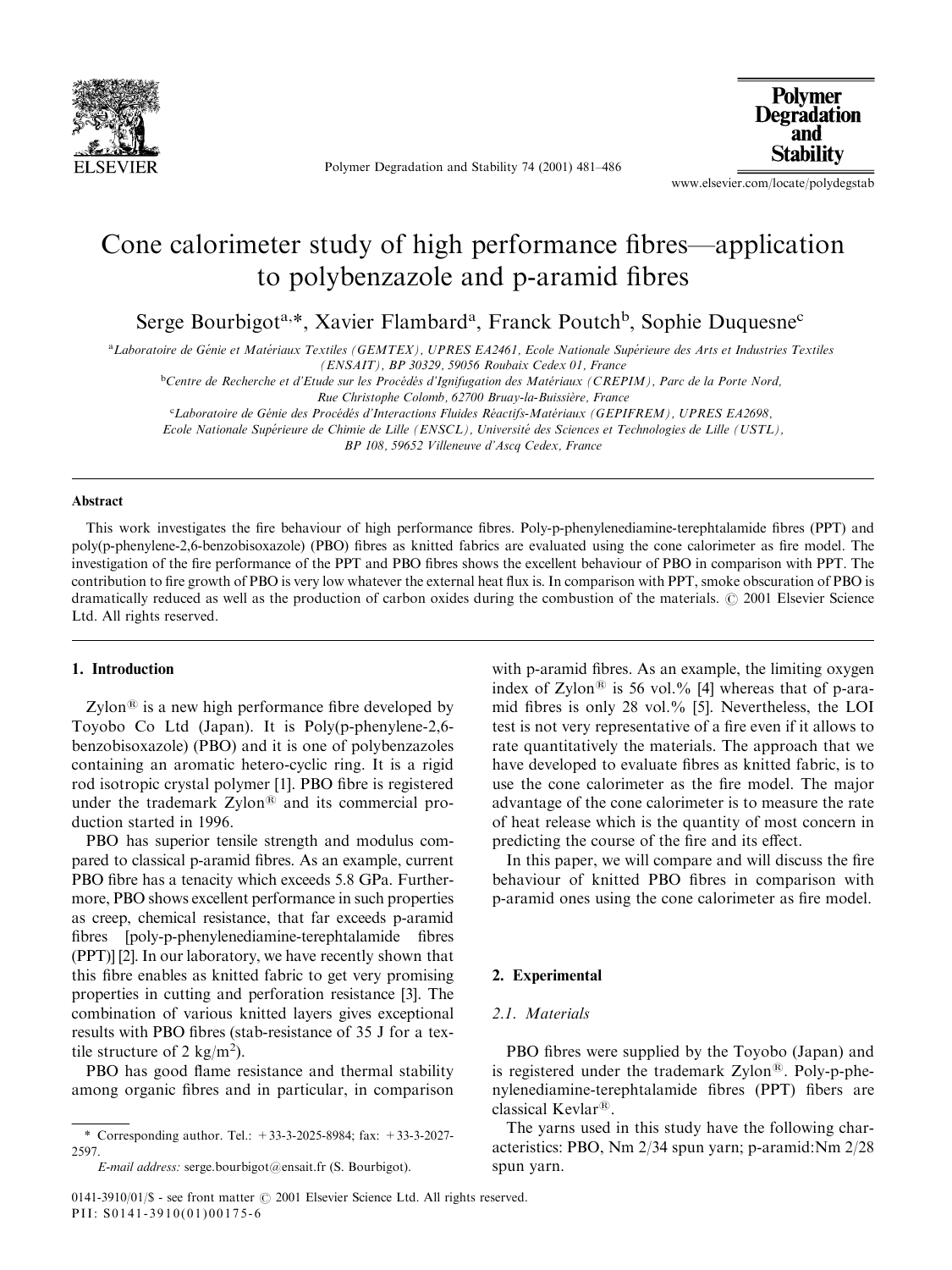# Cone calorimeter study of high performance fibres—application to polybenzazole and p-aramid fibres

Serge Bourbigot[a,*], Xavier Flambard[a], Franck Poutch[b], Sophie Duquesne[c]

[a]Laboratoire de Génie et Matériaux Textiles (GEMTEX), UPRES EA2461, Ecole Nationale Supérieure des Arts et Industries Textiles (ENSAIT), BP 30329, 59056 Roubaix Cedex 01, France

[b]Centre de Recherche et d'Etude sur les Procédés d'Ignifugation des Matériaux (CREPIM), Parc de la Porte Nord, Rue Christophe Colomb, 62700 Bruay-la-Buissière, France

[c]Laboratoire de Génie des Procédés d'Interactions Fluides Réactifs-Matériaux (GEPIFREM), UPRES EA2698, Ecole Nationale Supérieure de Chimie de Lille (ENSCL), Université des Sciences et Technologies de Lille (USTL), BP 108, 59652 Villeneuve d'Ascq Cedex, France

## Abstract

This work investigates the fire behaviour of high performance fibres. Poly-p-phenylenediamine-terephtalamide fibres (PPT) and poly(p-phenylene-2,6-benzobisoxazole) (PBO) fibres as knitted fabrics are evaluated using the cone calorimeter as fire model. The investigation of the fire performance of the PPT and PBO fibres shows the excellent behaviour of PBO in comparison with PPT. The contribution to fire growth of PBO is very low whatever the external heat flux is. In comparison with PPT, smoke obscuration of PBO is dramatically reduced as well as the production of carbon oxides during the combustion of the materials. © 2001 Elsevier Science Ltd. All rights reserved.

## 1. Introduction

Zylon® is a new high performance fibre developed by Toyobo Co Ltd (Japan). It is Poly(p-phenylene-2,6-benzobisoxazole) (PBO) and it is one of polybenzazoles containing an aromatic hetero-cyclic ring. It is a rigid rod isotropic crystal polymer [1]. PBO fibre is registered under the trademark Zylon® and its commercial production started in 1996.

PBO has superior tensile strength and modulus compared to classical p-aramid fibres. As an example, current PBO fibre has a tenacity which exceeds 5.8 GPa. Furthermore, PBO shows excellent performance in such properties as creep, chemical resistance, that far exceeds p-aramid fibres [poly-p-phenylenediamine-terephtalamide fibres (PPT)] [2]. In our laboratory, we have recently shown that this fibre enables as knitted fabric to get very promising properties in cutting and perforation resistance [3]. The combination of various knitted layers gives exceptional results with PBO fibres (stab-resistance of 35 J for a textile structure of 2 kg/m$^2$).

PBO has good flame resistance and thermal stability among organic fibres and in particular, in comparison with p-aramid fibres. As an example, the limiting oxygen index of Zylon® is 56 vol.% [4] whereas that of p-aramid fibres is only 28 vol.% [5]. Nevertheless, the LOI test is not very representative of a fire even if it allows to rate quantitatively the materials. The approach that we have developed to evaluate fibres as knitted fabric, is to use the cone calorimeter as the fire model. The major advantage of the cone calorimeter is to measure the rate of heat release which is the quantity of most concern in predicting the course of the fire and its effect.

In this paper, we will compare and will discuss the fire behaviour of knitted PBO fibres in comparison with p-aramid ones using the cone calorimeter as fire model.

## 2. Experimental

### 2.1. Materials

PBO fibres were supplied by the Toyobo (Japan) and is registered under the trademark Zylon®. Poly-p-phenylenediamine-terephtalamide fibres (PPT) fibers are classical Kevlar®.

The yarns used in this study have the following characteristics: PBO, Nm 2/34 spun yarn; p-aramid:Nm 2/28 spun yarn.

* Corresponding author. Tel.: +33-3-2025-8984; fax: +33-3-2027-2597.

*E-mail address:* serge.bourbigot@ensait.fr (S. Bourbigot).

0141-3910/01/$ - see front matter © 2001 Elsevier Science Ltd. All rights reserved.
PII: S0141-3910(01)00175-6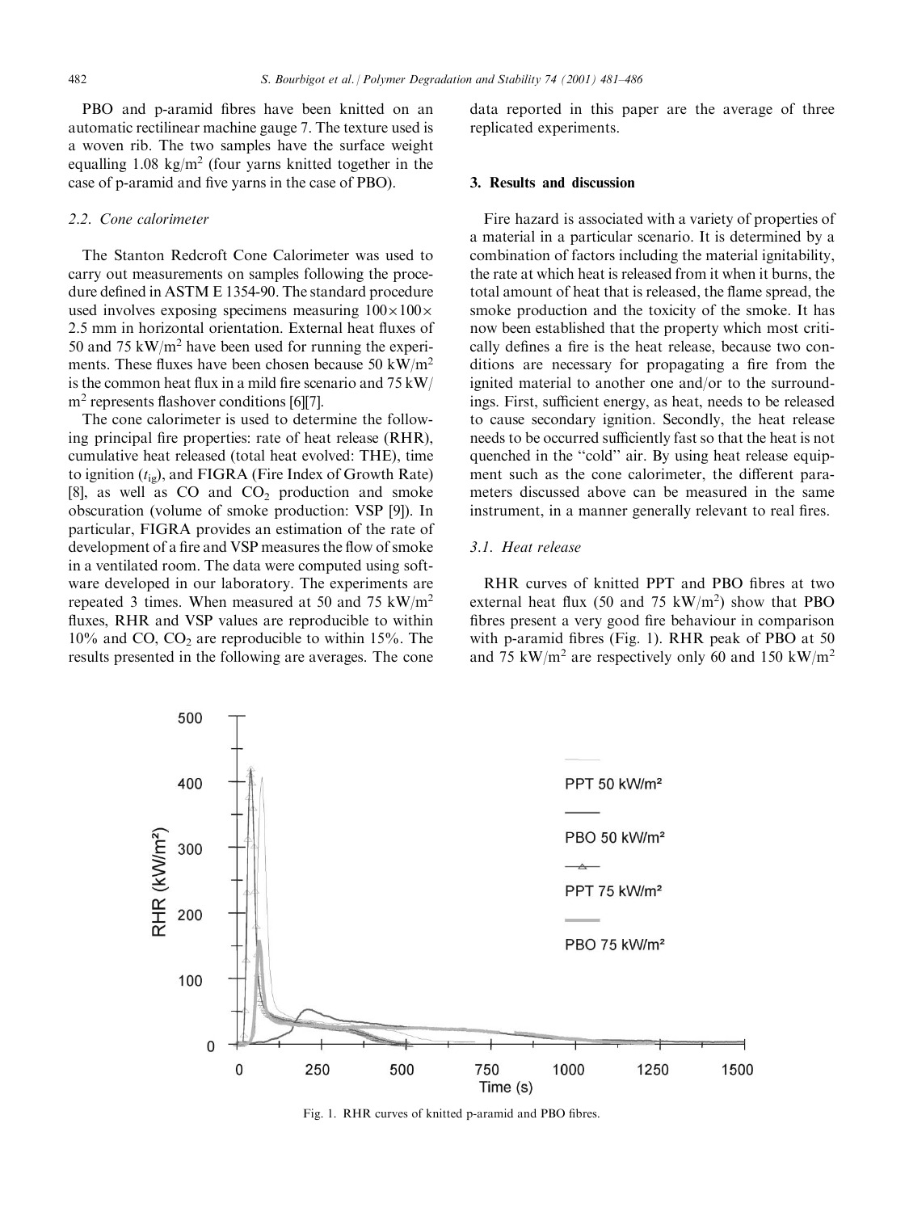PBO and p-aramid fibres have been knitted on an automatic rectilinear machine gauge 7. The texture used is a woven rib. The two samples have the surface weight equalling 1.08 kg/m$^2$ (four yarns knitted together in the case of p-aramid and five yarns in the case of PBO).

### 2.2. Cone calorimeter

The Stanton Redcroft Cone Calorimeter was used to carry out measurements on samples following the procedure defined in ASTM E 1354-90. The standard procedure used involves exposing specimens measuring 100×100×2.5 mm in horizontal orientation. External heat fluxes of 50 and 75 kW/m$^2$ have been used for running the experiments. These fluxes have been chosen because 50 kW/m$^2$ is the common heat flux in a mild fire scenario and 75 kW/m$^2$ represents flashover conditions [6][7].

The cone calorimeter is used to determine the following principal fire properties: rate of heat release (RHR), cumulative heat released (total heat evolved: THE), time to ignition ($t_{ig}$), and FIGRA (Fire Index of Growth Rate) [8], as well as CO and $CO_2$ production and smoke obscuration (volume of smoke production: VSP [9]). In particular, FIGRA provides an estimation of the rate of development of a fire and VSP measures the flow of smoke in a ventilated room. The data were computed using software developed in our laboratory. The experiments are repeated 3 times. When measured at 50 and 75 kW/m$^2$ fluxes, RHR and VSP values are reproducible to within 10% and CO, $CO_2$ are reproducible to within 15%. The results presented in the following are averages. The cone data reported in this paper are the average of three replicated experiments.

## 3. Results and discussion

Fire hazard is associated with a variety of properties of a material in a particular scenario. It is determined by a combination of factors including the material ignitability, the rate at which heat is released from it when it burns, the total amount of heat that is released, the flame spread, the smoke production and the toxicity of the smoke. It has now been established that the property which most critically defines a fire is the heat release, because two conditions are necessary for propagating a fire from the ignited material to another one and/or to the surroundings. First, sufficient energy, as heat, needs to be released to cause secondary ignition. Secondly, the heat release needs to be occurred sufficiently fast so that the heat is not quenched in the "cold" air. By using heat release equipment such as the cone calorimeter, the different parameters discussed above can be measured in the same instrument, in a manner generally relevant to real fires.

### 3.1. Heat release

RHR curves of knitted PPT and PBO fibres at two external heat flux (50 and 75 kW/m$^2$) show that PBO fibres present a very good fire behaviour in comparison with p-aramid fibres (Fig. 1). RHR peak of PBO at 50 and 75 kW/m$^2$ are respectively only 60 and 150 kW/m$^2$

Fig. 1. RHR curves of knitted p-aramid and PBO fibres.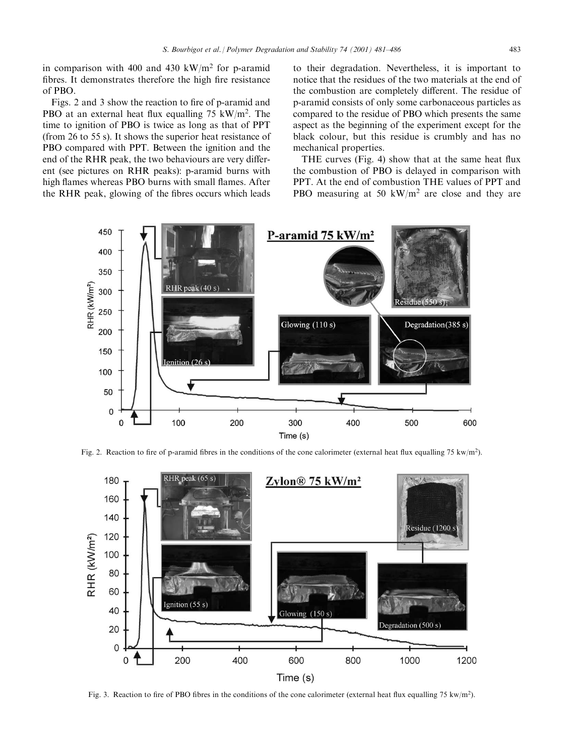in comparison with 400 and 430 kW/m$^2$ for p-aramid fibres. It demonstrates therefore the high fire resistance of PBO.

Figs. 2 and 3 show the reaction to fire of p-aramid and PBO at an external heat flux equalling 75 kW/m$^2$. The time to ignition of PBO is twice as long as that of PPT (from 26 to 55 s). It shows the superior heat resistance of PBO compared with PPT. Between the ignition and the end of the RHR peak, the two behaviours are very different (see pictures on RHR peaks): p-aramid burns with high flames whereas PBO burns with small flames. After the RHR peak, glowing of the fibres occurs which leads to their degradation. Nevertheless, it is important to notice that the residues of the two materials at the end of the combustion are completely different. The residue of p-aramid consists of only some carbonaceous particles as compared to the residue of PBO which presents the same aspect as the beginning of the experiment except for the black colour, but this residue is crumbly and has no mechanical properties.

THE curves (Fig. 4) show that at the same heat flux the combustion of PBO is delayed in comparison with PPT. At the end of combustion THE values of PPT and PBO measuring at 50 kW/m$^2$ are close and they are

Fig. 2. Reaction to fire of p-aramid fibres in the conditions of the cone calorimeter (external heat flux equalling 75 kw/m$^2$).

Fig. 3. Reaction to fire of PBO fibres in the conditions of the cone calorimeter (external heat flux equalling 75 kw/m$^2$).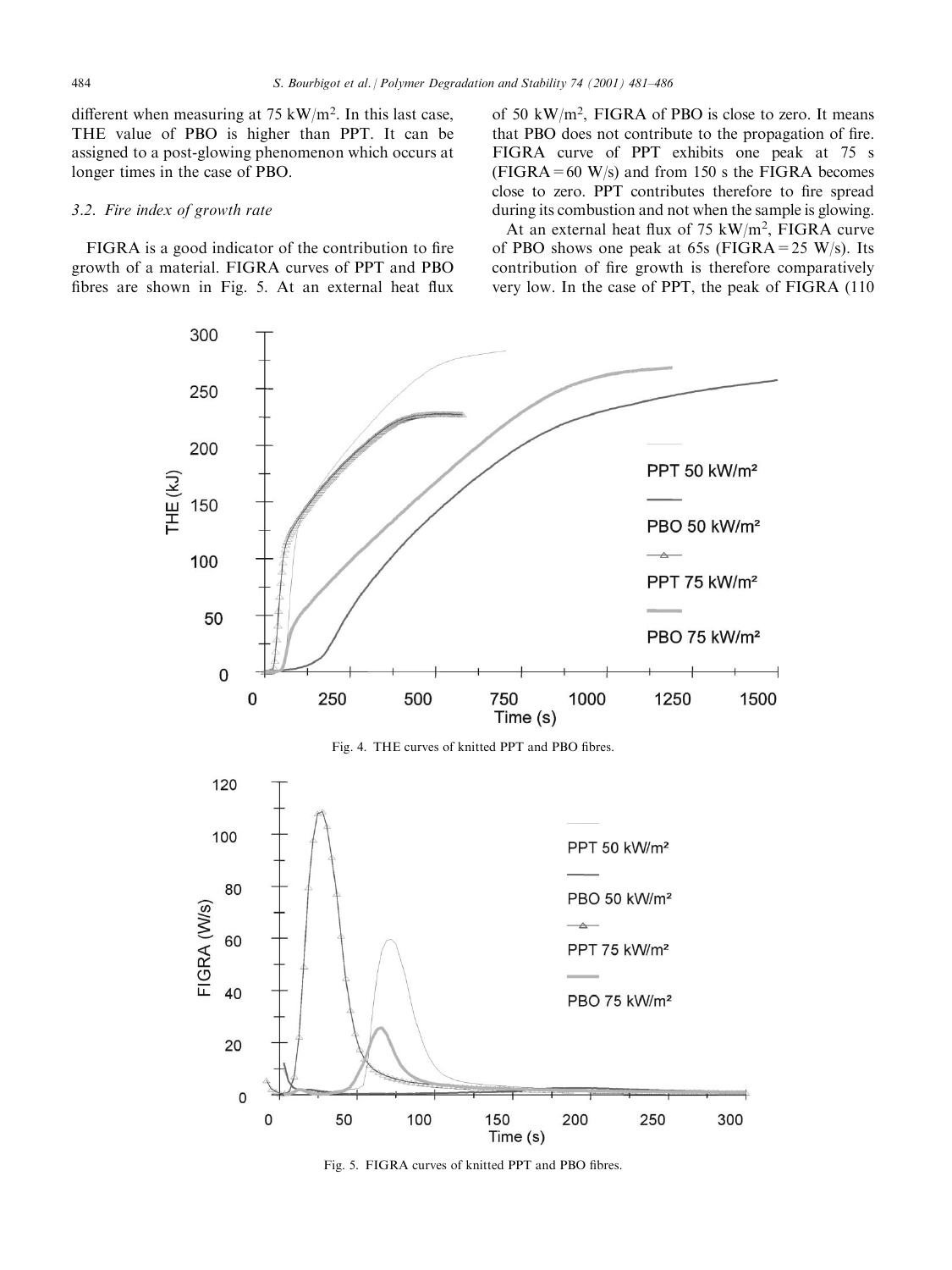different when measuring at 75 kW/m$^2$. In this last case, THE value of PBO is higher than PPT. It can be assigned to a post-glowing phenomenon which occurs at longer times in the case of PBO.

### 3.2. Fire index of growth rate

FIGRA is a good indicator of the contribution to fire growth of a material. FIGRA curves of PPT and PBO fibres are shown in Fig. 5. At an external heat flux of 50 kW/m$^2$, FIGRA of PBO is close to zero. It means that PBO does not contribute to the propagation of fire. FIGRA curve of PPT exhibits one peak at 75 s (FIGRA = 60 W/s) and from 150 s the FIGRA becomes close to zero. PPT contributes therefore to fire spread during its combustion and not when the sample is glowing.

At an external heat flux of 75 kW/m$^2$, FIGRA curve of PBO shows one peak at 65s (FIGRA = 25 W/s). Its contribution of fire growth is therefore comparatively very low. In the case of PPT, the peak of FIGRA (110

Fig. 4. THE curves of knitted PPT and PBO fibres.

Fig. 5. FIGRA curves of knitted PPT and PBO fibres.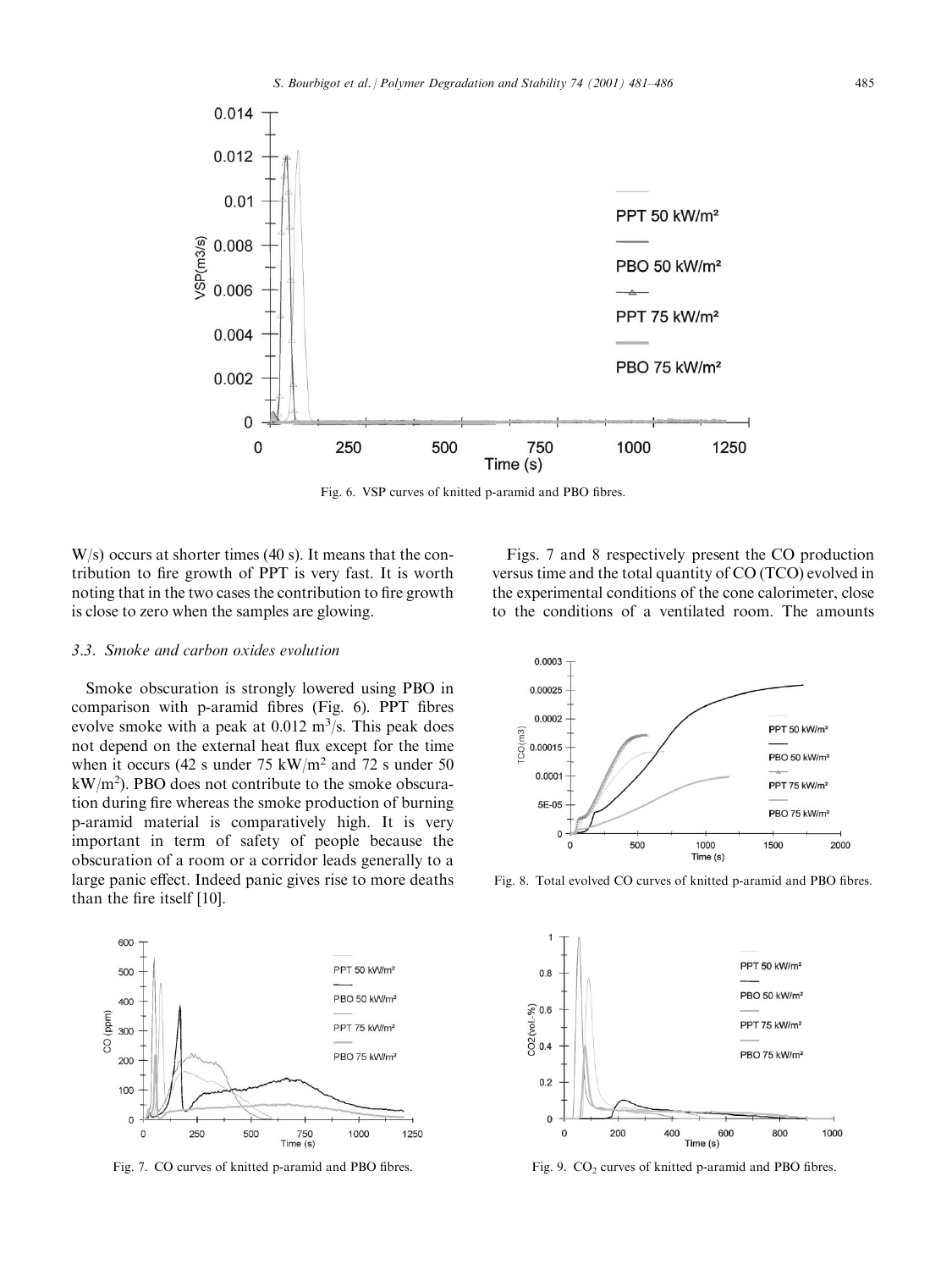Fig. 6. VSP curves of knitted p-aramid and PBO fibres.

W/s) occurs at shorter times (40 s). It means that the contribution to fire growth of PPT is very fast. It is worth noting that in the two cases the contribution to fire growth is close to zero when the samples are glowing.

### 3.3. Smoke and carbon oxides evolution

Smoke obscuration is strongly lowered using PBO in comparison with p-aramid fibres (Fig. 6). PPT fibres evolve smoke with a peak at 0.012 $m^3$/s. This peak does not depend on the external heat flux except for the time when it occurs (42 s under 75 kW/$m^2$ and 72 s under 50 kW/$m^2$). PBO does not contribute to the smoke obscuration during fire whereas the smoke production of burning p-aramid material is comparatively high. It is very important in term of safety of people because the obscuration of a room or a corridor leads generally to a large panic effect. Indeed panic gives rise to more deaths than the fire itself [10].

Fig. 7. CO curves of knitted p-aramid and PBO fibres.

Figs. 7 and 8 respectively present the CO production versus time and the total quantity of CO (TCO) evolved in the experimental conditions of the cone calorimeter, close to the conditions of a ventilated room. The amounts

Fig. 8. Total evolved CO curves of knitted p-aramid and PBO fibres.

Fig. 9. $CO_2$ curves of knitted p-aramid and PBO fibres.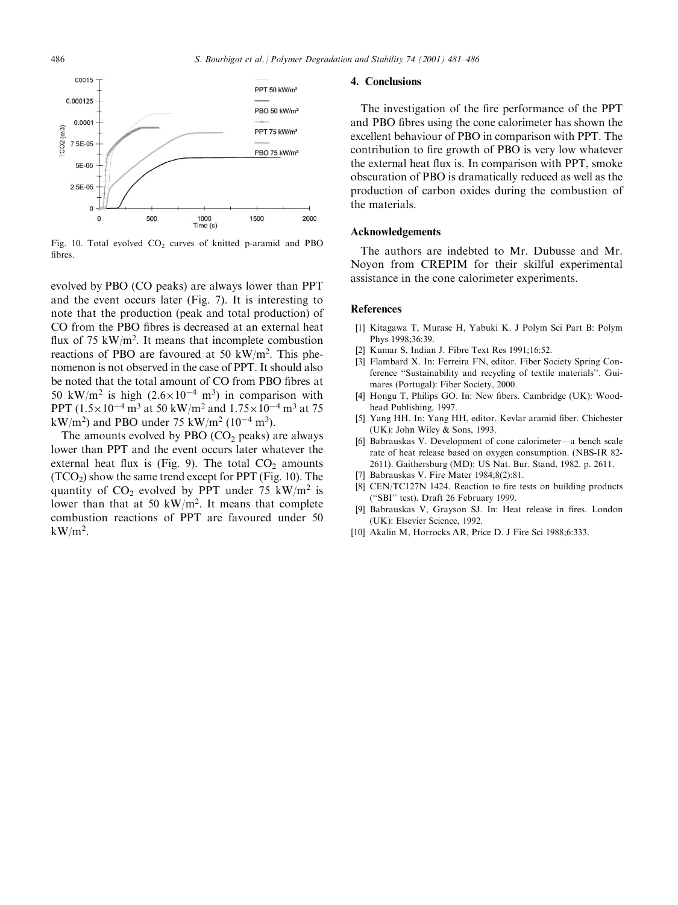00015
0.000125
0.0001
7.5E-05
5E-05
2.5E-05
0
TCO2 (m3)
0
500
1000
1500
2000
Time (s)
PPT 50 kW/m²
PBO 50 kW/m²
PPT 75 kW/m²
PBO 75 kW/m²

Fig. 10. Total evolved $CO_2$ curves of knitted p-aramid and PBO fibres.

evolved by PBO (CO peaks) are always lower than PPT and the event occurs later (Fig. 7). It is interesting to note that the production (peak and total production) of CO from the PBO fibres is decreased at an external heat flux of 75 kW/m$^2$. It means that incomplete combustion reactions of PBO are favoured at 50 kW/m$^2$. This phenomenon is not observed in the case of PPT. It should also be noted that the total amount of CO from PBO fibres at 50 kW/m$^2$ is high ($2.6\times10^{-4}$ m$^3$) in comparison with PPT ($1.5\times10^{-4}$ m$^3$ at 50 kW/m$^2$ and $1.75\times10^{-4}$ m$^3$ at 75 kW/m$^2$) and PBO under 75 kW/m$^2$ ($10^{-4}$ m$^3$).

The amounts evolved by PBO ($CO_2$ peaks) are always lower than PPT and the event occurs later whatever the external heat flux is (Fig. 9). The total $CO_2$ amounts ($TCO_2$) show the same trend except for PPT (Fig. 10). The quantity of $CO_2$ evolved by PPT under 75 kW/m$^2$ is lower than that at 50 kW/m$^2$. It means that complete combustion reactions of PPT are favoured under 50 kW/m$^2$.

## 4. Conclusions

The investigation of the fire performance of the PPT and PBO fibres using the cone calorimeter has shown the excellent behaviour of PBO in comparison with PPT. The contribution to fire growth of PBO is very low whatever the external heat flux is. In comparison with PPT, smoke obscuration of PBO is dramatically reduced as well as the production of carbon oxides during the combustion of the materials.

## Acknowledgements

The authors are indebted to Mr. Dubusse and Mr. Noyon from CREPIM for their skilful experimental assistance in the cone calorimeter experiments.

## References

[1] Kitagawa T, Murase H, Yabuki K. J Polym Sci Part B: Polym Phys 1998;36:39.

[2] Kumar S, Indian J. Fibre Text Res 1991;16:52.

[3] Flambard X. In: Ferreira FN, editor. Fiber Society Spring Conference "Sustainability and recycling of textile materials". Guimares (Portugal): Fiber Society, 2000.

[4] Hongu T, Philips GO. In: New fibers. Cambridge (UK): Woodhead Publishing, 1997.

[5] Yang HH. In: Yang HH, editor. Kevlar aramid fiber. Chichester (UK): John Wiley & Sons, 1993.

[6] Babrauskas V. Development of cone calorimeter—a bench scale rate of heat release based on oxygen consumption. (NBS-IR 82-2611). Gaithersburg (MD): US Nat. Bur. Stand, 1982. p. 2611.

[7] Babrauskas V. Fire Mater 1984;8(2):81.

[8] CEN/TC127N 1424. Reaction to fire tests on building products ("SBI" test). Draft 26 February 1999.

[9] Babrauskas V, Grayson SJ. In: Heat release in fires. London (UK): Elsevier Science, 1992.

[10] Akalin M, Horrocks AR, Price D. J Fire Sci 1988;6:333.